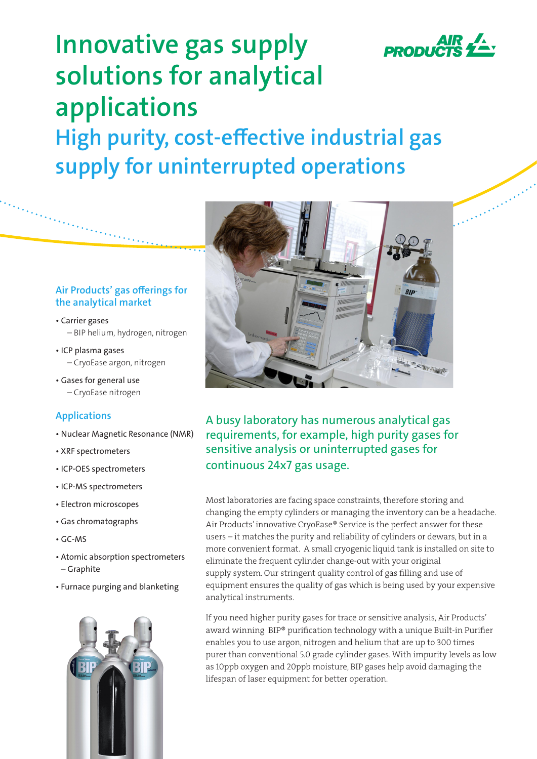# Innovative gas supply solutions for analytical applications

## High purity, cost-effective industrial gas supply for uninterrupted operations

### Air Products' gas offerings for the analytical market

- Carrier gases
  - BIP helium, hydrogen, nitrogen
- ICP plasma gases
  - CryoEase argon, nitrogen
- Gases for general use
  - CryoEase nitrogen

### Applications

- Nuclear Magnetic Resonance (NMR)
- XRF spectrometers
- ICP-OES spectrometers
- ICP-MS spectrometers
- Electron microscopes
- Gas chromatographs
- GC-MS
- Atomic absorption spectrometers
  - Graphite
- Furnace purging and blanketing

### A busy laboratory has numerous analytical gas requirements, for example, high purity gases for sensitive analysis or uninterrupted gases for continuous 24x7 gas usage.

Most laboratories are facing space constraints, therefore storing and changing the empty cylinders or managing the inventory can be a headache. Air Products' innovative CryoEase® Service is the perfect answer for these users – it matches the purity and reliability of cylinders or dewars, but in a more convenient format. A small cryogenic liquid tank is installed on site to eliminate the frequent cylinder change-out with your original supply system. Our stringent quality control of gas filling and use of equipment ensures the quality of gas which is being used by your expensive analytical instruments.

If you need higher purity gases for trace or sensitive analysis, Air Products' award winning BIP® purification technology with a unique Built-in Purifier enables you to use argon, nitrogen and helium that are up to 300 times purer than conventional 5.0 grade cylinder gases. With impurity levels as low as 10ppb oxygen and 20ppb moisture, BIP gases help avoid damaging the lifespan of laser equipment for better operation.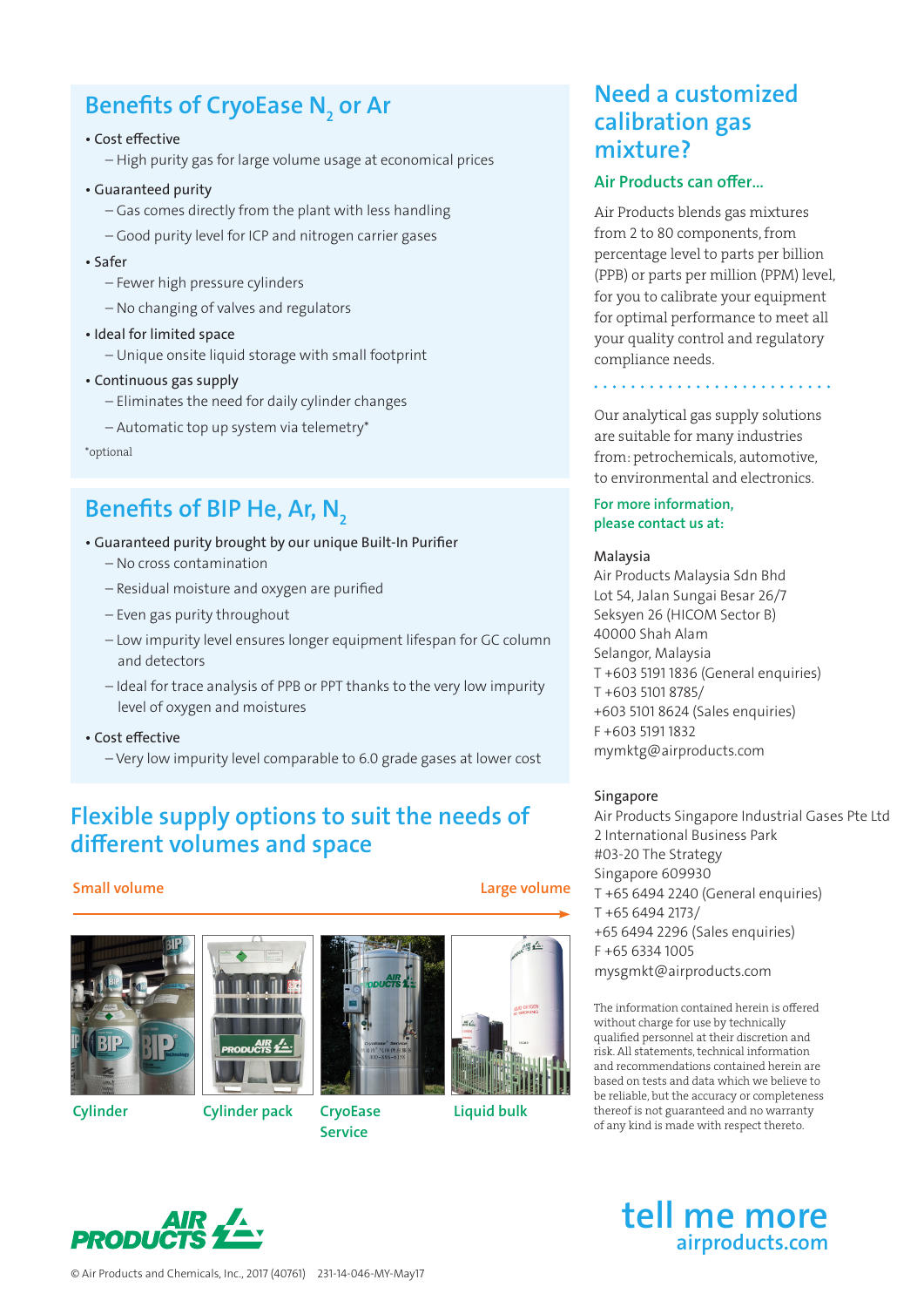## Benefits of CryoEase $N_2$ or Ar

- Cost effective
  - High purity gas for large volume usage at economical prices
- Guaranteed purity
  - Gas comes directly from the plant with less handling
  - Good purity level for ICP and nitrogen carrier gases
- Safer
  - Fewer high pressure cylinders
  - No changing of valves and regulators
- Ideal for limited space
  - Unique onsite liquid storage with small footprint
- Continuous gas supply
  - Eliminates the need for daily cylinder changes
  - Automatic top up system via telemetry*

*optional

## Benefits of BIP He, Ar, $N_2$

- Guaranteed purity brought by our unique Built-In Purifier
  - No cross contamination
  - Residual moisture and oxygen are purified
  - Even gas purity throughout
  - Low impurity level ensures longer equipment lifespan for GC column and detectors
  - Ideal for trace analysis of PPB or PPT thanks to the very low impurity level of oxygen and moistures
- Cost effective
  - Very low impurity level comparable to 6.0 grade gases at lower cost

## Flexible supply options to suit the needs of different volumes and space

Small volume → Large volume

Cylinder

Cylinder pack

CryoEase Service

Liquid bulk

## Need a customized calibration gas mixture?

### Air Products can offer...

Air Products blends gas mixtures from 2 to 80 components, from percentage level to parts per billion (PPB) or parts per million (PPM) level, for you to calibrate your equipment for optimal performance to meet all your quality control and regulatory compliance needs.

Our analytical gas supply solutions are suitable for many industries from: petrochemicals, automotive, to environmental and electronics.

**For more information, please contact us at:**

Malaysia
Air Products Malaysia Sdn Bhd
Lot 54, Jalan Sungai Besar 26/7
Seksyen 26 (HICOM Sector B)
40000 Shah Alam
Selangor, Malaysia
T +603 5191 1836 (General enquiries)
T +603 5101 8785/
+603 5101 8624 (Sales enquiries)
F +603 5191 1832
mymktg@airproducts.com

Singapore
Air Products Singapore Industrial Gases Pte Ltd
2 International Business Park
#03-20 The Strategy
Singapore 609930
T +65 6494 2240 (General enquiries)
T +65 6494 2173/
+65 6494 2296 (Sales enquiries)
F +65 6334 1005
mysgmkt@airproducts.com

The information contained herein is offered without charge for use by technically qualified personnel at their discretion and risk. All statements, technical information and recommendations contained herein are based on tests and data which we believe to be reliable, but the accuracy or completeness thereof is not guaranteed and no warranty of any kind is made with respect thereto.

AIR PRODUCTS

tell me more
airproducts.com

© Air Products and Chemicals, Inc., 2017 (40761) 231-14-046-MY-May17